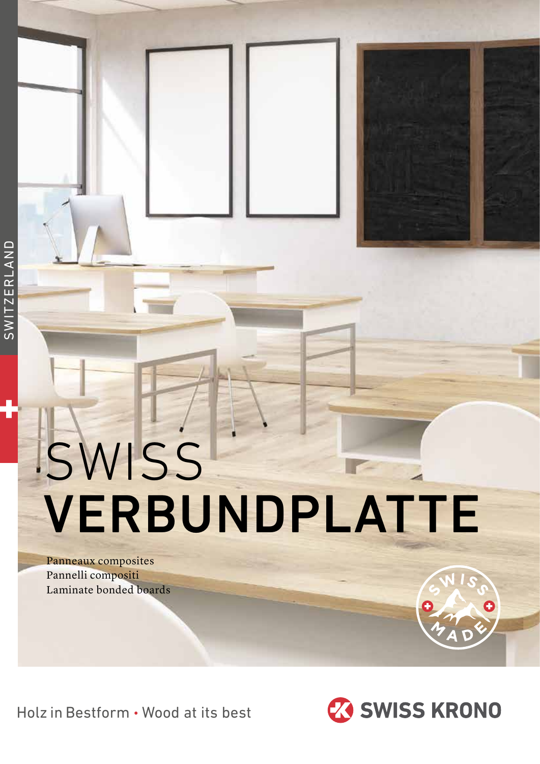SWITZERLAND

# SWISS **VERBUNDPLATTE**

Panneaux composites
Pannelli compositi
Laminate bonded boards

SWISS MADE

Holz in Bestform • Wood at its best

SWISS KRONO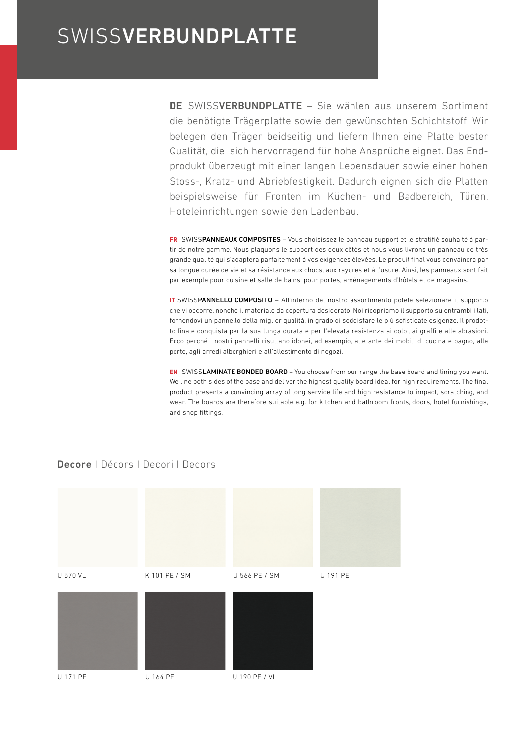# SWISS**VERBUNDPLATTE**

**DE** SWISS**VERBUNDPLATTE** – Sie wählen aus unserem Sortiment die benötigte Trägerplatte sowie den gewünschten Schichtstoff. Wir belegen den Träger beidseitig und liefern Ihnen eine Platte bester Qualität, die sich hervorragend für hohe Ansprüche eignet. Das Endprodukt überzeugt mit einer langen Lebensdauer sowie einer hohen Stoss-, Kratz- und Abriebfestigkeit. Dadurch eignen sich die Platten beispielsweise für Fronten im Küchen- und Badbereich, Türen, Hoteleinrichtungen sowie den Ladenbau.

**FR** SWISS**PANNEAUX COMPOSITES** – Vous choisissez le panneau support et le stratifié souhaité à partir de notre gamme. Nous plaquons le support des deux côtés et nous vous livrons un panneau de très grande qualité qui s'adaptera parfaitement à vos exigences élevées. Le produit final vous convaincra par sa longue durée de vie et sa résistance aux chocs, aux rayures et à l'usure. Ainsi, les panneaux sont fait par exemple pour cuisine et salle de bains, pour portes, aménagements d'hôtels et de magasins.

**IT** SWISS**PANNELLO COMPOSITO** – All'interno del nostro assortimento potete selezionare il supporto che vi occorre, nonché il materiale da copertura desiderato. Noi ricopriamo il supporto su entrambi i lati, fornendovi un pannello della miglior qualità, in grado di soddisfare le più sofisticate esigenze. Il prodotto finale conquista per la sua lunga durata e per l'elevata resistenza ai colpi, ai graffi e alle abrasioni. Ecco perché i nostri pannelli risultano idonei, ad esempio, alle ante dei mobili di cucina e bagno, alle porte, agli arredi alberghieri e all'allestimento di negozi.

**EN** SWISS**LAMINATE BONDED BOARD** – You choose from our range the base board and lining you want. We line both sides of the base and deliver the highest quality board ideal for high requirements. The final product presents a convincing array of long service life and high resistance to impact, scratching, and wear. The boards are therefore suitable e.g. for kitchen and bathroom fronts, doors, hotel furnishings, and shop fittings.

## **Decore** | Décors | Decori | Decors

U 570 VL

K 101 PE / SM

U 566 PE / SM

U 191 PE

U 171 PE

U 164 PE

U 190 PE / VL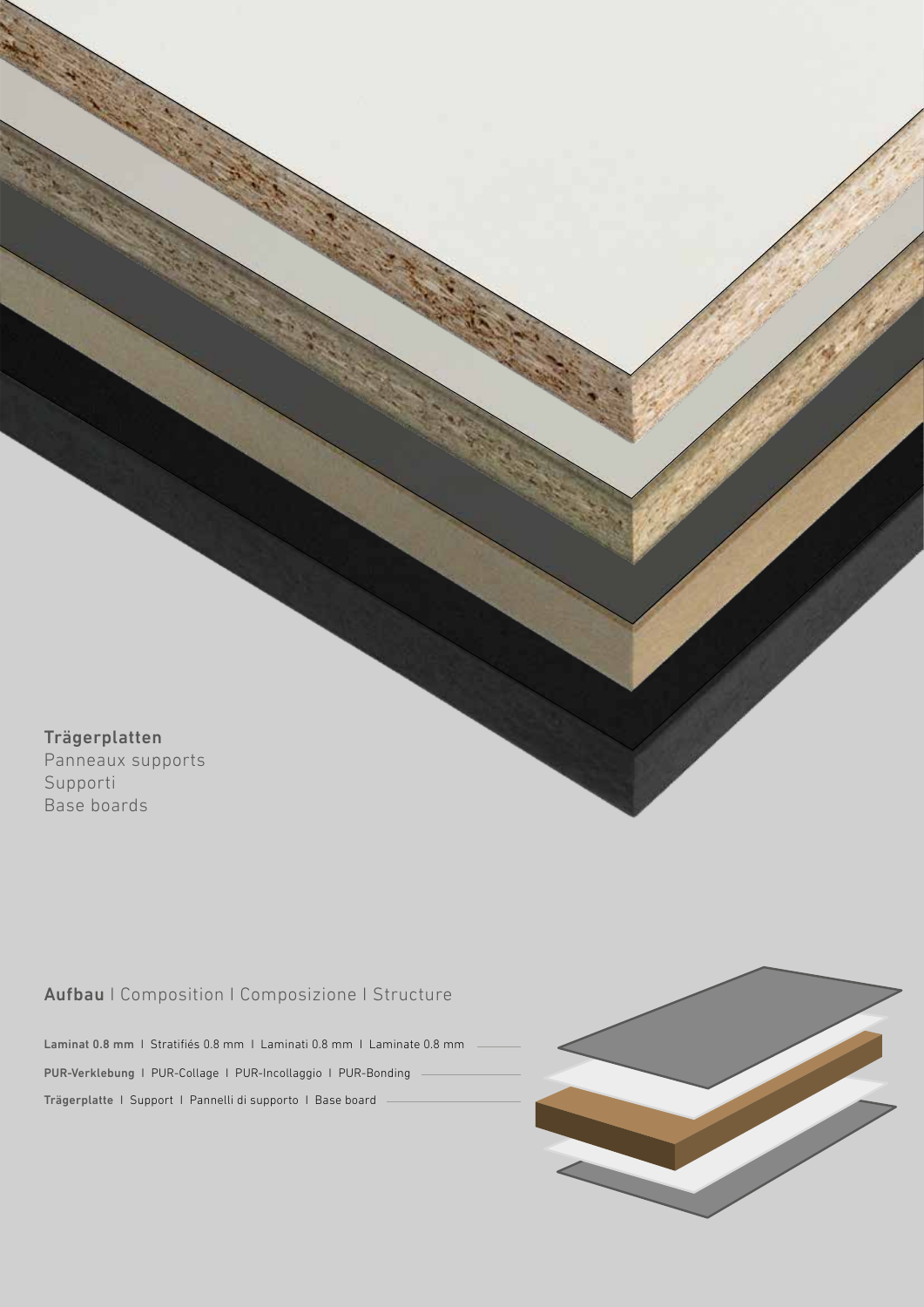**Trägerplatten**
Panneaux supports
Supporti
Base boards

## **Aufbau** | Composition | Composizione | Structure

**Laminat 0.8 mm** | Stratifiés 0.8 mm | Laminati 0.8 mm | Laminate 0.8 mm

**PUR-Verklebung** | PUR-Collage | PUR-Incollaggio | PUR-Bonding

**Trägerplatte** | Support | Pannelli di supporto | Base board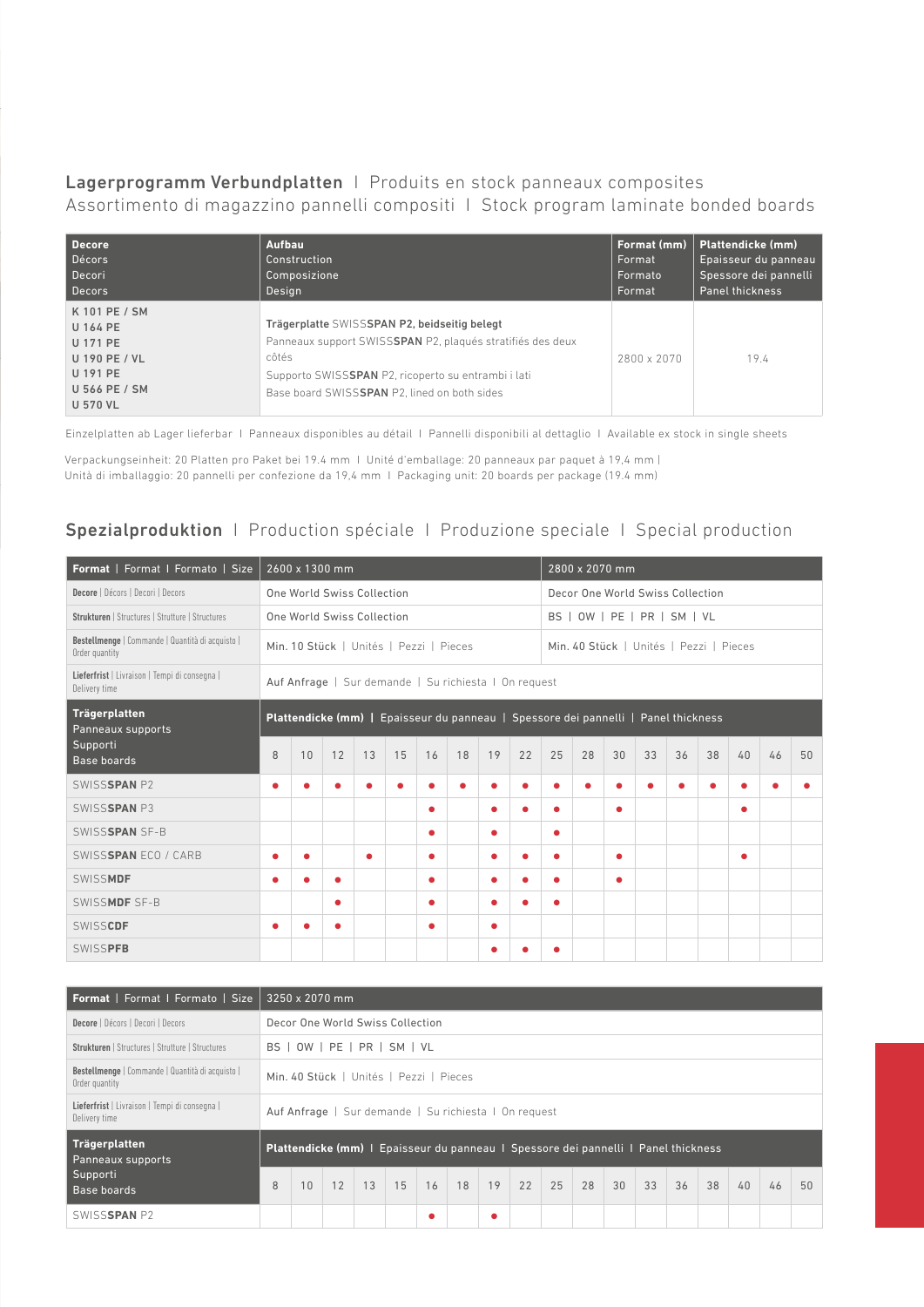## Lagerprogramm Verbundplatten | Produits en stock panneaux composites Assortimento di magazzino pannelli compositi | Stock program laminate bonded boards

| **Decore**<br>Décors<br>Decori<br>Decors | **Aufbau**<br>Construction<br>Composizione<br>Design | **Format (mm)**<br>Format<br>Formato<br>Format | **Plattendicke (mm)**<br>Epaisseur du panneau<br>Spessore dei pannelli<br>Panel thickness |
|---|---|---|---|
| K 101 PE / SM<br>U 164 PE<br>U 171 PE<br>U 190 PE / VL<br>U 191 PE<br>U 566 PE / SM<br>U 570 VL | **Trägerplatte** SWISS**SPAN** **P2, beidseitig belegt**<br>Panneaux support SWISS**SPAN** P2, plaqués stratifiés des deux côtés<br>Supporto SWISS**SPAN** P2, ricoperto su entrambi i lati<br>Base board SWISS**SPAN** P2, lined on both sides | 2800 x 2070 | 19.4 |

Einzelplatten ab Lager lieferbar | Panneaux disponibles au détail | Pannelli disponibili al dettaglio | Available ex stock in single sheets

Verpackungseinheit: 20 Platten pro Paket bei 19.4 mm | Unité d'emballage: 20 panneaux par paquet à 19,4 mm | Unità di imballaggio: 20 pannelli per confezione da 19,4 mm | Packaging unit: 20 boards per package (19.4 mm)

## Spezialproduktion | Production spéciale | Produzione speciale | Special production

| **Format** \| Format \| Formato \| Size | 2600 x 1300 mm | 2800 x 2070 mm |
|---|---|---|
| **Decore** \| Décors \| Decori \| Decors | One World Swiss Collection | Decor One World Swiss Collection |
| **Strukturen** \| Structures \| Strutture \| Structures | One World Swiss Collection | BS \| OW \| PE \| PR \| SM \| VL |
| **Bestellmenge** \| Commande \| Quantità di acquisto \| Order quantity | Min. 10 Stück \| Unités \| Pezzi \| Pieces | Min. 40 Stück \| Unités \| Pezzi \| Pieces |
| **Lieferfrist** \| Livraison \| Tempi di consegna \| Delivery time | Auf Anfrage \| Sur demande \| Su richiesta \| On request | |

| **Trägerplatten**<br>Panneaux supports<br>Supporti<br>Base boards | **Plattendicke (mm)** \| Epaisseur du panneau \| Spessore dei pannelli \| Panel thickness | | | | | | | | | | | | | | | | | |
|---|---|---|---|---|---|---|---|---|---|---|---|---|---|---|---|---|---|---|
| | 8 | 10 | 12 | 13 | 15 | 16 | 18 | 19 | 22 | 25 | 28 | 30 | 33 | 36 | 38 | 40 | 46 | 50 |
| SWISS**SPAN** P2 | ● | ● | ● | ● | ● | ● | ● | ● | ● | ● | ● | ● | ● | ● | ● | ● | ● | ● |
| SWISS**SPAN** P3 | | | | | | ● | | ● | ● | ● | | ● | | | | ● | | |
| SWISS**SPAN** SF-B | | | | | | ● | | ● | | ● | | | | | | | | |
| SWISS**SPAN** ECO / CARB | ● | ● | | ● | | ● | | ● | ● | ● | | ● | | | | ● | | |
| SWISS**MDF** | ● | ● | ● | | | ● | | ● | ● | ● | | ● | | | | | | |
| SWISS**MDF** SF-B | | | ● | | | ● | | ● | ● | ● | | | | | | | | |
| SWISS**CDF** | ● | ● | ● | | | ● | | ● | | | | | | | | | | |
| SWISS**PFB** | | | | | | | | ● | ● | ● | | | | | | | | |

| **Format** \| Format \| Formato \| Size | 3250 x 2070 mm |
|---|---|
| **Decore** \| Décors \| Decori \| Decors | Decor One World Swiss Collection |
| **Strukturen** \| Structures \| Strutture \| Structures | BS \| OW \| PE \| PR \| SM \| VL |
| **Bestellmenge** \| Commande \| Quantità di acquisto \| Order quantity | Min. 40 Stück \| Unités \| Pezzi \| Pieces |
| **Lieferfrist** \| Livraison \| Tempi di consegna \| Delivery time | Auf Anfrage \| Sur demande \| Su richiesta \| On request |

| **Trägerplatten**<br>Panneaux supports<br>Supporti<br>Base boards | **Plattendicke (mm)** \| Epaisseur du panneau \| Spessore dei pannelli \| Panel thickness | | | | | | | | | | | | | | | | | |
|---|---|---|---|---|---|---|---|---|---|---|---|---|---|---|---|---|---|---|
| | 8 | 10 | 12 | 13 | 15 | 16 | 18 | 19 | 22 | 25 | 28 | 30 | 33 | 36 | 38 | 40 | 46 | 50 |
| SWISS**SPAN** P2 | | | | | | ● | | ● | | | | | | | | | | |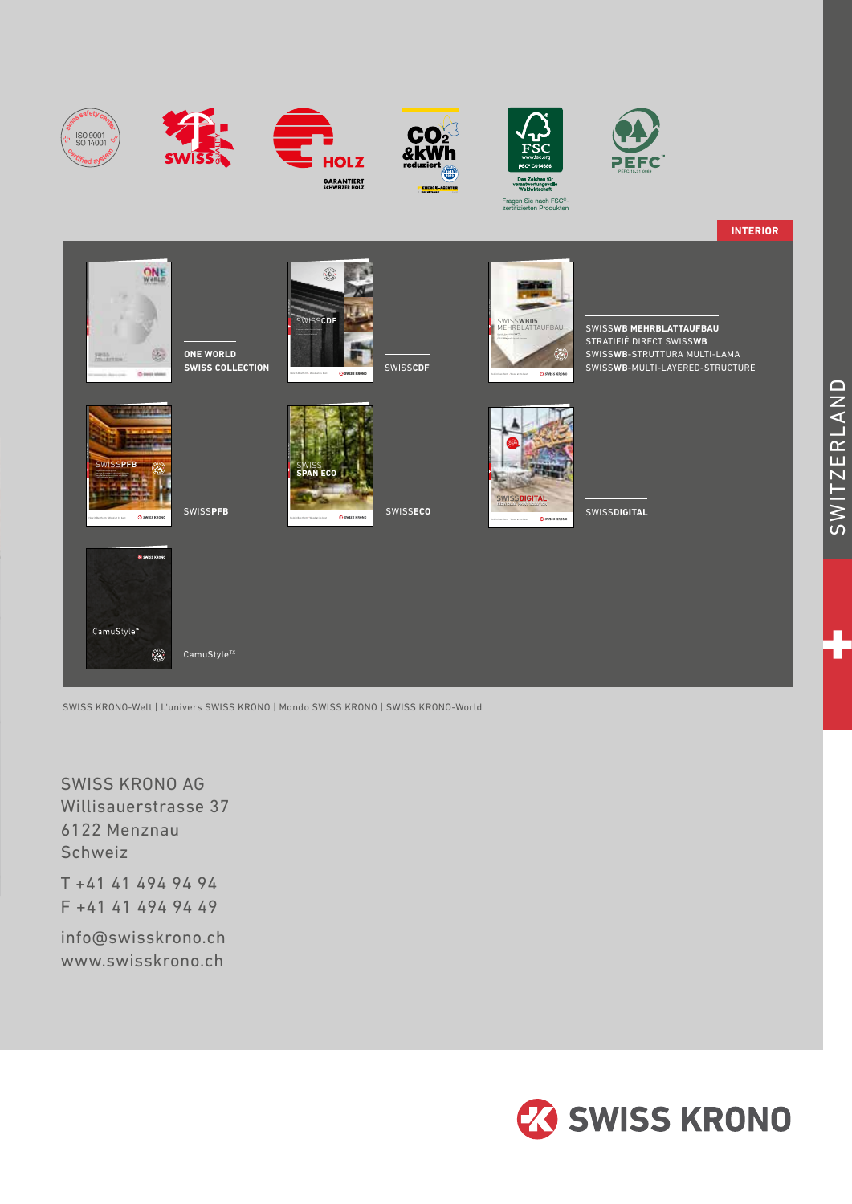ISO 9001
ISO 14001

HOLZ
GARANTIERT SCHWEIZER HOLZ

$CO_2$ &kWh reduziert

Fragen Sie nach FSC®-zertifizierten Produkten

**INTERIOR**

**ONE WORLD**
**SWISS COLLECTION**

SWISS**CDF**

SWISS**WB MEHRBLATTAUFBAU**
STRATIFIÉ DIRECT SWISS**WB**
SWISS**WB**-STRUTTURA MULTI-LAMA
SWISS**WB**-MULTI-LAYERED-STRUCTURE

SWISS**PFB**

SWISS**ECO**

SWISS**DIGITAL**

CamuStyle™

SWISS KRONO-Welt | L'univers SWISS KRONO | Mondo SWISS KRONO | SWISS KRONO-World

SWISS KRONO AG
Willisauerstrasse 37
6122 Menznau
Schweiz

T +41 41 494 94 94
F +41 41 494 94 49

info@swisskrono.ch
www.swisskrono.ch

SWITZERLAND

SWISS KRONO